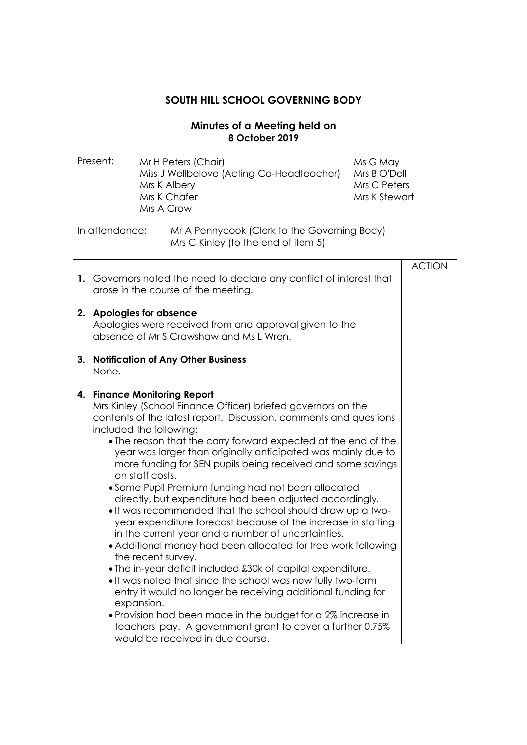# SOUTH HILL SCHOOL GOVERNING BODY

## Minutes of a Meeting held on 8 October 2019

| Present: | | |
|---|---|---|
| | Mr H Peters (Chair) | Ms G May |
| | Miss J Wellbelove (Acting Co-Headteacher) | Mrs B O'Dell |
| | Mrs K Albery | Mrs C Peters |
| | Mrs K Chafer | Mrs K Stewart |
| | Mrs A Crow | |

In attendance: Mr A Pennycook (Clerk to the Governing Body)
Mrs C Kinley (to the end of item 5)

| | ACTION |
|---|---|
| **1.** Governors noted the need to declare any conflict of interest that arose in the course of the meeting. | |
| **2. Apologies for absence**<br>Apologies were received from and approval given to the absence of Mr S Crawshaw and Ms L Wren. | |
| **3. Notification of Any Other Business**<br>None. | |
| **4. Finance Monitoring Report**<br>Mrs Kinley (School Finance Officer) briefed governors on the contents of the latest report. Discussion, comments and questions included the following:<br>• The reason that the carry forward expected at the end of the year was larger than originally anticipated was mainly due to more funding for SEN pupils being received and some savings on staff costs.<br>• Some Pupil Premium funding had not been allocated directly, but expenditure had been adjusted accordingly.<br>• It was recommended that the school should draw up a two-year expenditure forecast because of the increase in staffing in the current year and a number of uncertainties.<br>• Additional money had been allocated for tree work following the recent survey.<br>• The in-year deficit included £30k of capital expenditure.<br>• It was noted that since the school was now fully two-form entry it would no longer be receiving additional funding for expansion.<br>• Provision had been made in the budget for a 2% increase in teachers' pay. A government grant to cover a further 0.75% would be received in due course. | |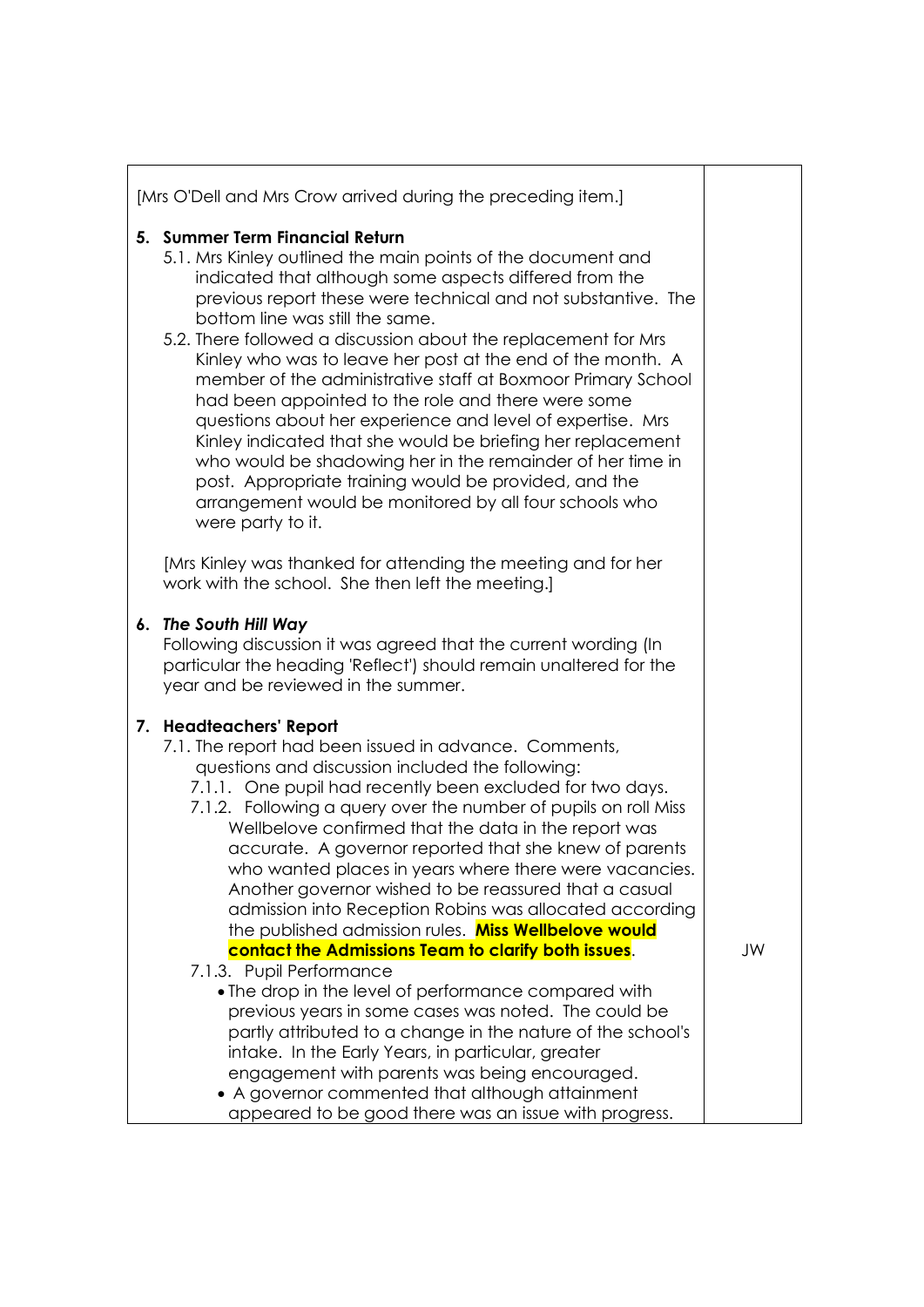[Mrs O'Dell and Mrs Crow arrived during the preceding item.]

**5. Summer Term Financial Return**

5.1. Mrs Kinley outlined the main points of the document and indicated that although some aspects differed from the previous report these were technical and not substantive. The bottom line was still the same.

5.2. There followed a discussion about the replacement for Mrs Kinley who was to leave her post at the end of the month. A member of the administrative staff at Boxmoor Primary School had been appointed to the role and there were some questions about her experience and level of expertise. Mrs Kinley indicated that she would be briefing her replacement who would be shadowing her in the remainder of her time in post. Appropriate training would be provided, and the arrangement would be monitored by all four schools who were party to it.

[Mrs Kinley was thanked for attending the meeting and for her work with the school. She then left the meeting.]

**6. *The South Hill Way***

Following discussion it was agreed that the current wording (In particular the heading 'Reflect') should remain unaltered for the year and be reviewed in the summer.

**7. Headteachers' Report**

7.1. The report had been issued in advance. Comments, questions and discussion included the following:

7.1.1. One pupil had recently been excluded for two days.

7.1.2. Following a query over the number of pupils on roll Miss Wellbelove confirmed that the data in the report was accurate. A governor reported that she knew of parents who wanted places in years where there were vacancies. Another governor wished to be reassured that a casual admission into Reception Robins was allocated according the published admission rules. **Miss Wellbelove would contact the Admissions Team to clarify both issues**. — JW

7.1.3. Pupil Performance

- The drop in the level of performance compared with previous years in some cases was noted. The could be partly attributed to a change in the nature of the school's intake. In the Early Years, in particular, greater engagement with parents was being encouraged.
- A governor commented that although attainment appeared to be good there was an issue with progress.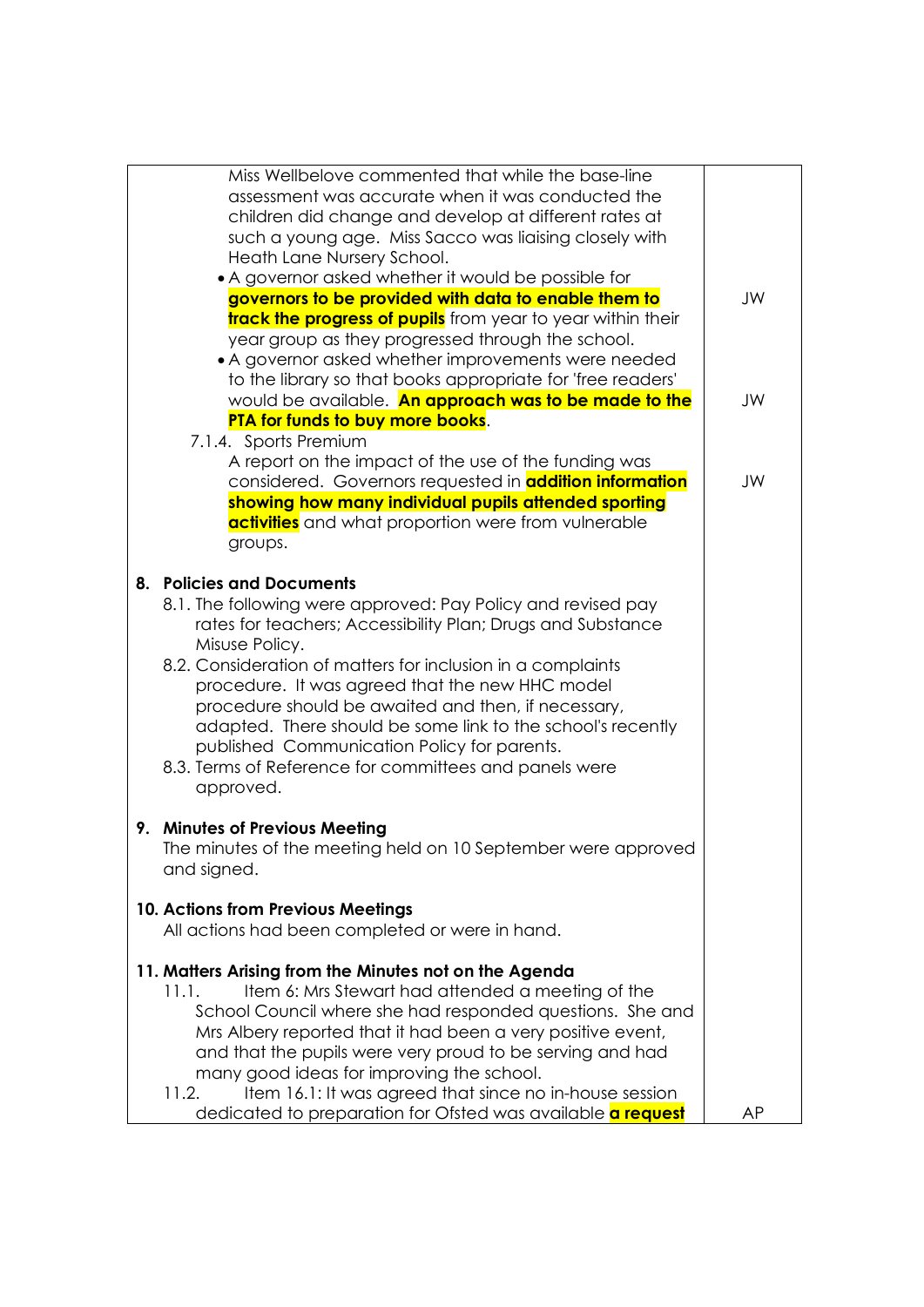| | |
|---|---|
| Miss Wellbelove commented that while the base-line assessment was accurate when it was conducted the children did change and develop at different rates at such a young age. Miss Sacco was liaising closely with Heath Lane Nursery School.<br>• A governor asked whether it would be possible for **governors to be provided with data to enable them to track the progress of pupils** from year to year within their year group as they progressed through the school. | JW |
| • A governor asked whether improvements were needed to the library so that books appropriate for 'free readers' would be available. **An approach was to be made to the PTA for funds to buy more books**. | JW |
| 7.1.4. Sports Premium<br>A report on the impact of the use of the funding was considered. Governors requested in **addition information showing how many individual pupils attended sporting activities** and what proportion were from vulnerable groups. | JW |
| **8. Policies and Documents**<br>8.1. The following were approved: Pay Policy and revised pay rates for teachers; Accessibility Plan; Drugs and Substance Misuse Policy.<br>8.2. Consideration of matters for inclusion in a complaints procedure. It was agreed that the new HHC model procedure should be awaited and then, if necessary, adapted. There should be some link to the school's recently published Communication Policy for parents.<br>8.3. Terms of Reference for committees and panels were approved. | |
| **9. Minutes of Previous Meeting**<br>The minutes of the meeting held on 10 September were approved and signed. | |
| **10. Actions from Previous Meetings**<br>All actions had been completed or were in hand. | |
| **11. Matters Arising from the Minutes not on the Agenda**<br>11.1. Item 6: Mrs Stewart had attended a meeting of the School Council where she had responded questions. She and Mrs Albery reported that it had been a very positive event, and that the pupils were very proud to be serving and had many good ideas for improving the school.<br>11.2. Item 16.1: It was agreed that since no in-house session dedicated to preparation for Ofsted was available **a request** | AP |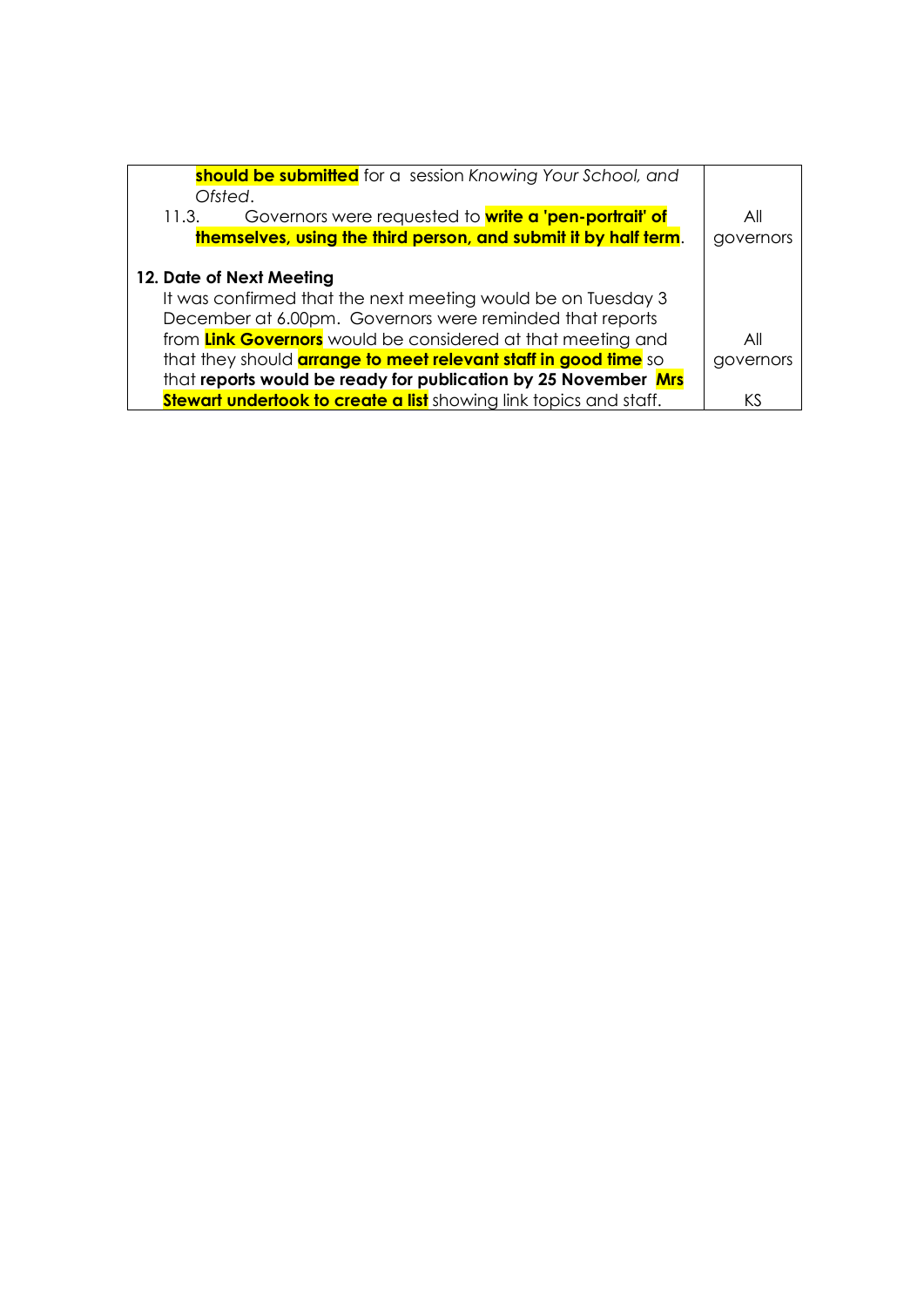| | |
|---|---|
| **should be submitted** for a session *Knowing Your School, and Ofsted*. | |
| 11.3. Governors were requested to **write a 'pen-portrait' of themselves, using the third person, and submit it by half term**. | All governors |
| **12. Date of Next Meeting**<br>It was confirmed that the next meeting would be on Tuesday 3 December at 6.00pm. Governors were reminded that reports from **Link Governors** would be considered at that meeting and that they should **arrange to meet relevant staff in good time** so that **reports would be ready for publication by 25 November** | All governors |
| **Mrs Stewart undertook to create a list** showing link topics and staff. | KS |